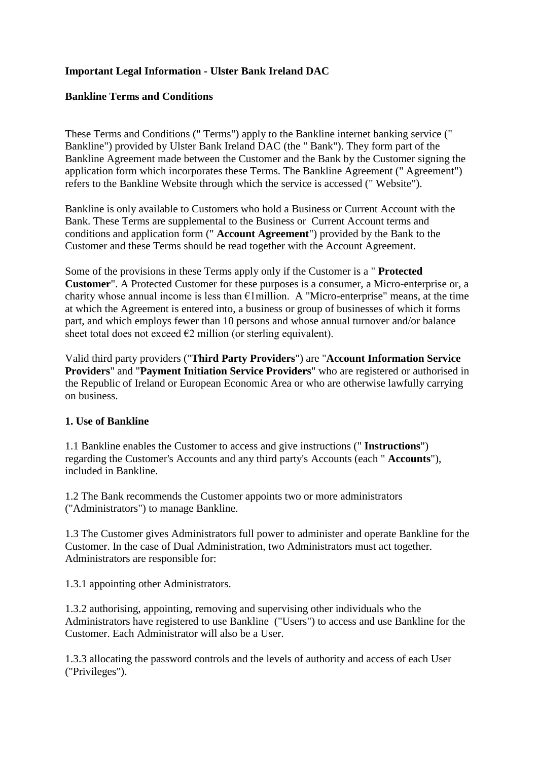**Important Legal Information - Ulster Bank Ireland DAC**

**Bankline Terms and Conditions**

These Terms and Conditions (" Terms") apply to the Bankline internet banking service (" Bankline") provided by Ulster Bank Ireland DAC (the " Bank"). They form part of the Bankline Agreement made between the Customer and the Bank by the Customer signing the application form which incorporates these Terms. The Bankline Agreement (" Agreement") refers to the Bankline Website through which the service is accessed (" Website").

Bankline is only available to Customers who hold a Business or Current Account with the Bank. These Terms are supplemental to the Business or Current Account terms and conditions and application form (" **Account Agreement**") provided by the Bank to the Customer and these Terms should be read together with the Account Agreement.

Some of the provisions in these Terms apply only if the Customer is a " **Protected Customer**". A Protected Customer for these purposes is a consumer, a Micro-enterprise or, a charity whose annual income is less than €1million. A "Micro-enterprise" means, at the time at which the Agreement is entered into, a business or group of businesses of which it forms part, and which employs fewer than 10 persons and whose annual turnover and/or balance sheet total does not exceed €2 million (or sterling equivalent).

Valid third party providers ("**Third Party Providers**") are "**Account Information Service Providers**" and "**Payment Initiation Service Providers**" who are registered or authorised in the Republic of Ireland or European Economic Area or who are otherwise lawfully carrying on business.

**1. Use of Bankline**

1.1 Bankline enables the Customer to access and give instructions (" **Instructions**") regarding the Customer's Accounts and any third party's Accounts (each " **Accounts**"), included in Bankline.

1.2 The Bank recommends the Customer appoints two or more administrators ("Administrators") to manage Bankline.

1.3 The Customer gives Administrators full power to administer and operate Bankline for the Customer. In the case of Dual Administration, two Administrators must act together. Administrators are responsible for:

1.3.1 appointing other Administrators.

1.3.2 authorising, appointing, removing and supervising other individuals who the Administrators have registered to use Bankline ("Users") to access and use Bankline for the Customer. Each Administrator will also be a User.

1.3.3 allocating the password controls and the levels of authority and access of each User ("Privileges").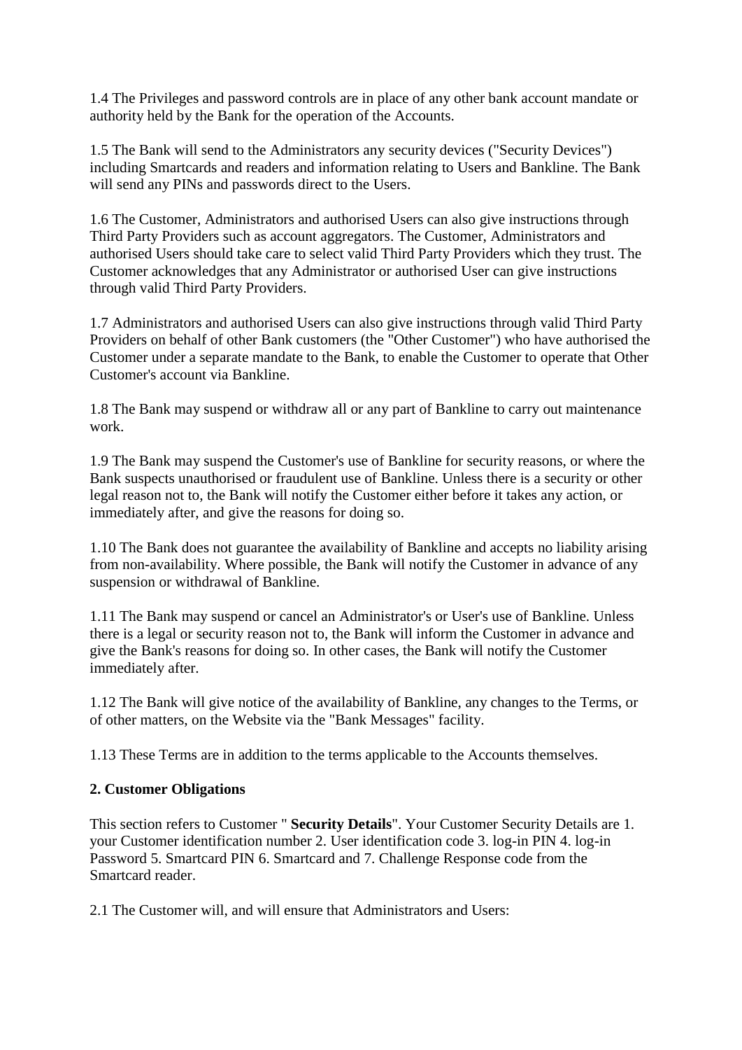1.4 The Privileges and password controls are in place of any other bank account mandate or authority held by the Bank for the operation of the Accounts.

1.5 The Bank will send to the Administrators any security devices ("Security Devices") including Smartcards and readers and information relating to Users and Bankline. The Bank will send any PINs and passwords direct to the Users.

1.6 The Customer, Administrators and authorised Users can also give instructions through Third Party Providers such as account aggregators. The Customer, Administrators and authorised Users should take care to select valid Third Party Providers which they trust. The Customer acknowledges that any Administrator or authorised User can give instructions through valid Third Party Providers.

1.7 Administrators and authorised Users can also give instructions through valid Third Party Providers on behalf of other Bank customers (the "Other Customer") who have authorised the Customer under a separate mandate to the Bank, to enable the Customer to operate that Other Customer's account via Bankline.

1.8 The Bank may suspend or withdraw all or any part of Bankline to carry out maintenance work.

1.9 The Bank may suspend the Customer's use of Bankline for security reasons, or where the Bank suspects unauthorised or fraudulent use of Bankline. Unless there is a security or other legal reason not to, the Bank will notify the Customer either before it takes any action, or immediately after, and give the reasons for doing so.

1.10 The Bank does not guarantee the availability of Bankline and accepts no liability arising from non-availability. Where possible, the Bank will notify the Customer in advance of any suspension or withdrawal of Bankline.

1.11 The Bank may suspend or cancel an Administrator's or User's use of Bankline. Unless there is a legal or security reason not to, the Bank will inform the Customer in advance and give the Bank's reasons for doing so. In other cases, the Bank will notify the Customer immediately after.

1.12 The Bank will give notice of the availability of Bankline, any changes to the Terms, or of other matters, on the Website via the "Bank Messages" facility.

1.13 These Terms are in addition to the terms applicable to the Accounts themselves.

**2. Customer Obligations**

This section refers to Customer " **Security Details**". Your Customer Security Details are 1. your Customer identification number 2. User identification code 3. log-in PIN 4. log-in Password 5. Smartcard PIN 6. Smartcard and 7. Challenge Response code from the Smartcard reader.

2.1 The Customer will, and will ensure that Administrators and Users: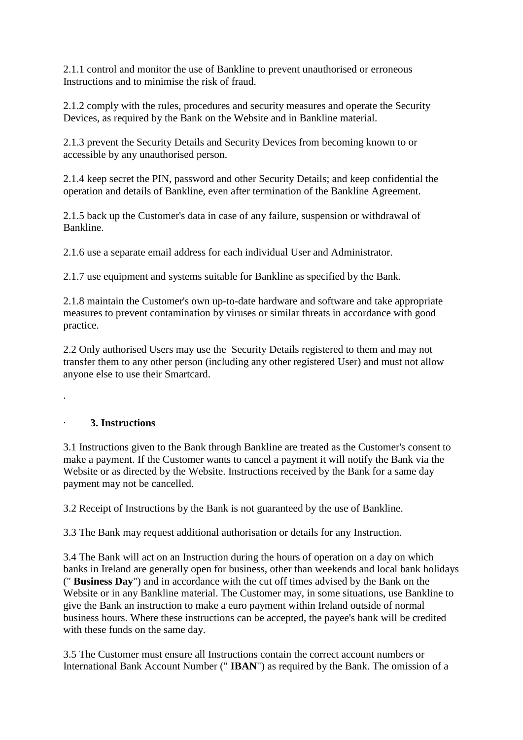2.1.1 control and monitor the use of Bankline to prevent unauthorised or erroneous Instructions and to minimise the risk of fraud.

2.1.2 comply with the rules, procedures and security measures and operate the Security Devices, as required by the Bank on the Website and in Bankline material.

2.1.3 prevent the Security Details and Security Devices from becoming known to or accessible by any unauthorised person.

2.1.4 keep secret the PIN, password and other Security Details; and keep confidential the operation and details of Bankline, even after termination of the Bankline Agreement.

2.1.5 back up the Customer's data in case of any failure, suspension or withdrawal of Bankline.

2.1.6 use a separate email address for each individual User and Administrator.

2.1.7 use equipment and systems suitable for Bankline as specified by the Bank.

2.1.8 maintain the Customer's own up-to-date hardware and software and take appropriate measures to prevent contamination by viruses or similar threats in accordance with good practice.

2.2 Only authorised Users may use the Security Details registered to them and may not transfer them to any other person (including any other registered User) and must not allow anyone else to use their Smartcard.

.

### 3. Instructions

3.1 Instructions given to the Bank through Bankline are treated as the Customer's consent to make a payment. If the Customer wants to cancel a payment it will notify the Bank via the Website or as directed by the Website. Instructions received by the Bank for a same day payment may not be cancelled.

3.2 Receipt of Instructions by the Bank is not guaranteed by the use of Bankline.

3.3 The Bank may request additional authorisation or details for any Instruction.

3.4 The Bank will act on an Instruction during the hours of operation on a day on which banks in Ireland are generally open for business, other than weekends and local bank holidays (" **Business Day**") and in accordance with the cut off times advised by the Bank on the Website or in any Bankline material. The Customer may, in some situations, use Bankline to give the Bank an instruction to make a euro payment within Ireland outside of normal business hours. Where these instructions can be accepted, the payee's bank will be credited with these funds on the same day.

3.5 The Customer must ensure all Instructions contain the correct account numbers or International Bank Account Number (" **IBAN**") as required by the Bank. The omission of a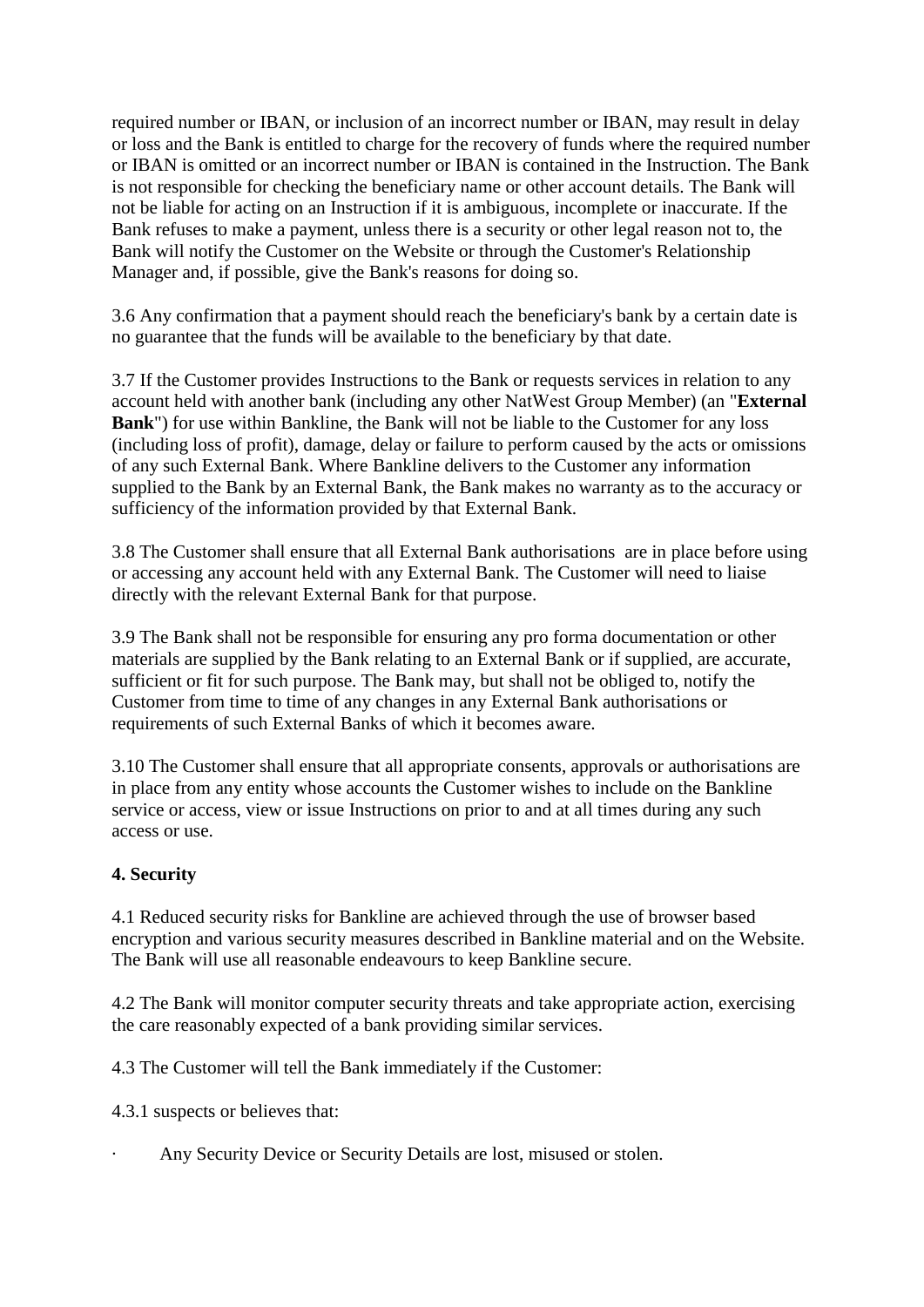required number or IBAN, or inclusion of an incorrect number or IBAN, may result in delay or loss and the Bank is entitled to charge for the recovery of funds where the required number or IBAN is omitted or an incorrect number or IBAN is contained in the Instruction. The Bank is not responsible for checking the beneficiary name or other account details. The Bank will not be liable for acting on an Instruction if it is ambiguous, incomplete or inaccurate. If the Bank refuses to make a payment, unless there is a security or other legal reason not to, the Bank will notify the Customer on the Website or through the Customer's Relationship Manager and, if possible, give the Bank's reasons for doing so.

3.6 Any confirmation that a payment should reach the beneficiary's bank by a certain date is no guarantee that the funds will be available to the beneficiary by that date.

3.7 If the Customer provides Instructions to the Bank or requests services in relation to any account held with another bank (including any other NatWest Group Member) (an "**External Bank**") for use within Bankline, the Bank will not be liable to the Customer for any loss (including loss of profit), damage, delay or failure to perform caused by the acts or omissions of any such External Bank. Where Bankline delivers to the Customer any information supplied to the Bank by an External Bank, the Bank makes no warranty as to the accuracy or sufficiency of the information provided by that External Bank.

3.8 The Customer shall ensure that all External Bank authorisations are in place before using or accessing any account held with any External Bank. The Customer will need to liaise directly with the relevant External Bank for that purpose.

3.9 The Bank shall not be responsible for ensuring any pro forma documentation or other materials are supplied by the Bank relating to an External Bank or if supplied, are accurate, sufficient or fit for such purpose. The Bank may, but shall not be obliged to, notify the Customer from time to time of any changes in any External Bank authorisations or requirements of such External Banks of which it becomes aware.

3.10 The Customer shall ensure that all appropriate consents, approvals or authorisations are in place from any entity whose accounts the Customer wishes to include on the Bankline service or access, view or issue Instructions on prior to and at all times during any such access or use.

**4. Security**

4.1 Reduced security risks for Bankline are achieved through the use of browser based encryption and various security measures described in Bankline material and on the Website. The Bank will use all reasonable endeavours to keep Bankline secure.

4.2 The Bank will monitor computer security threats and take appropriate action, exercising the care reasonably expected of a bank providing similar services.

4.3 The Customer will tell the Bank immediately if the Customer:

4.3.1 suspects or believes that:

- Any Security Device or Security Details are lost, misused or stolen.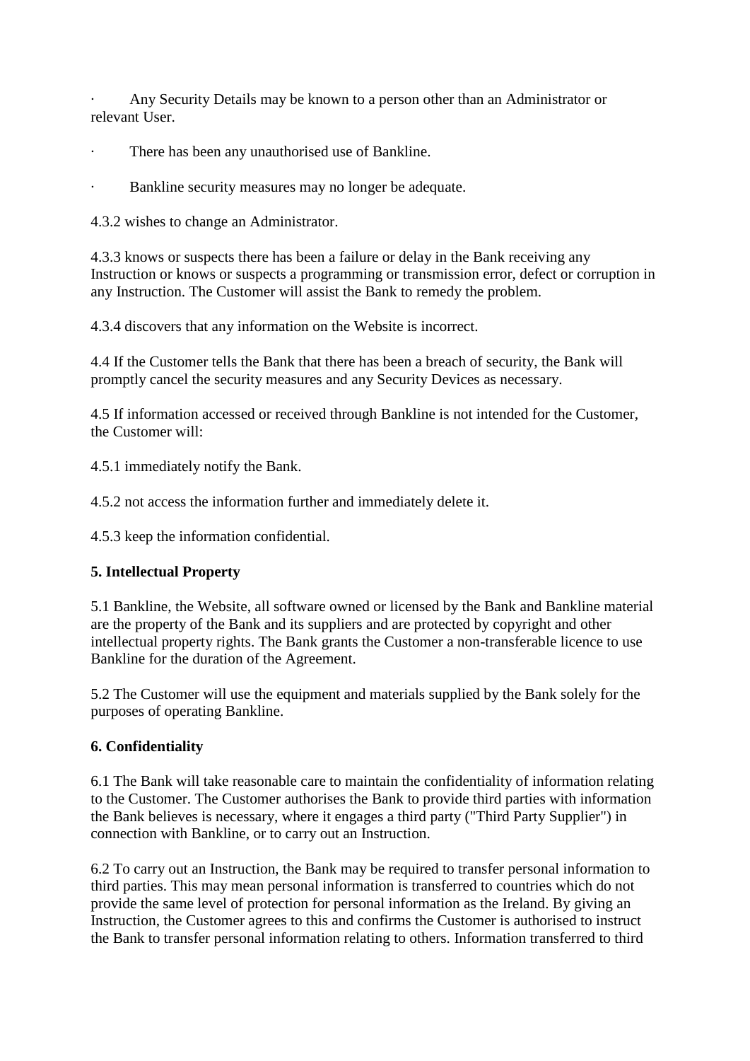· Any Security Details may be known to a person other than an Administrator or relevant User.

· There has been any unauthorised use of Bankline.

· Bankline security measures may no longer be adequate.

4.3.2 wishes to change an Administrator.

4.3.3 knows or suspects there has been a failure or delay in the Bank receiving any Instruction or knows or suspects a programming or transmission error, defect or corruption in any Instruction. The Customer will assist the Bank to remedy the problem.

4.3.4 discovers that any information on the Website is incorrect.

4.4 If the Customer tells the Bank that there has been a breach of security, the Bank will promptly cancel the security measures and any Security Devices as necessary.

4.5 If information accessed or received through Bankline is not intended for the Customer, the Customer will:

4.5.1 immediately notify the Bank.

4.5.2 not access the information further and immediately delete it.

4.5.3 keep the information confidential.

**5. Intellectual Property**

5.1 Bankline, the Website, all software owned or licensed by the Bank and Bankline material are the property of the Bank and its suppliers and are protected by copyright and other intellectual property rights. The Bank grants the Customer a non-transferable licence to use Bankline for the duration of the Agreement.

5.2 The Customer will use the equipment and materials supplied by the Bank solely for the purposes of operating Bankline.

**6. Confidentiality**

6.1 The Bank will take reasonable care to maintain the confidentiality of information relating to the Customer. The Customer authorises the Bank to provide third parties with information the Bank believes is necessary, where it engages a third party ("Third Party Supplier") in connection with Bankline, or to carry out an Instruction.

6.2 To carry out an Instruction, the Bank may be required to transfer personal information to third parties. This may mean personal information is transferred to countries which do not provide the same level of protection for personal information as the Ireland. By giving an Instruction, the Customer agrees to this and confirms the Customer is authorised to instruct the Bank to transfer personal information relating to others. Information transferred to third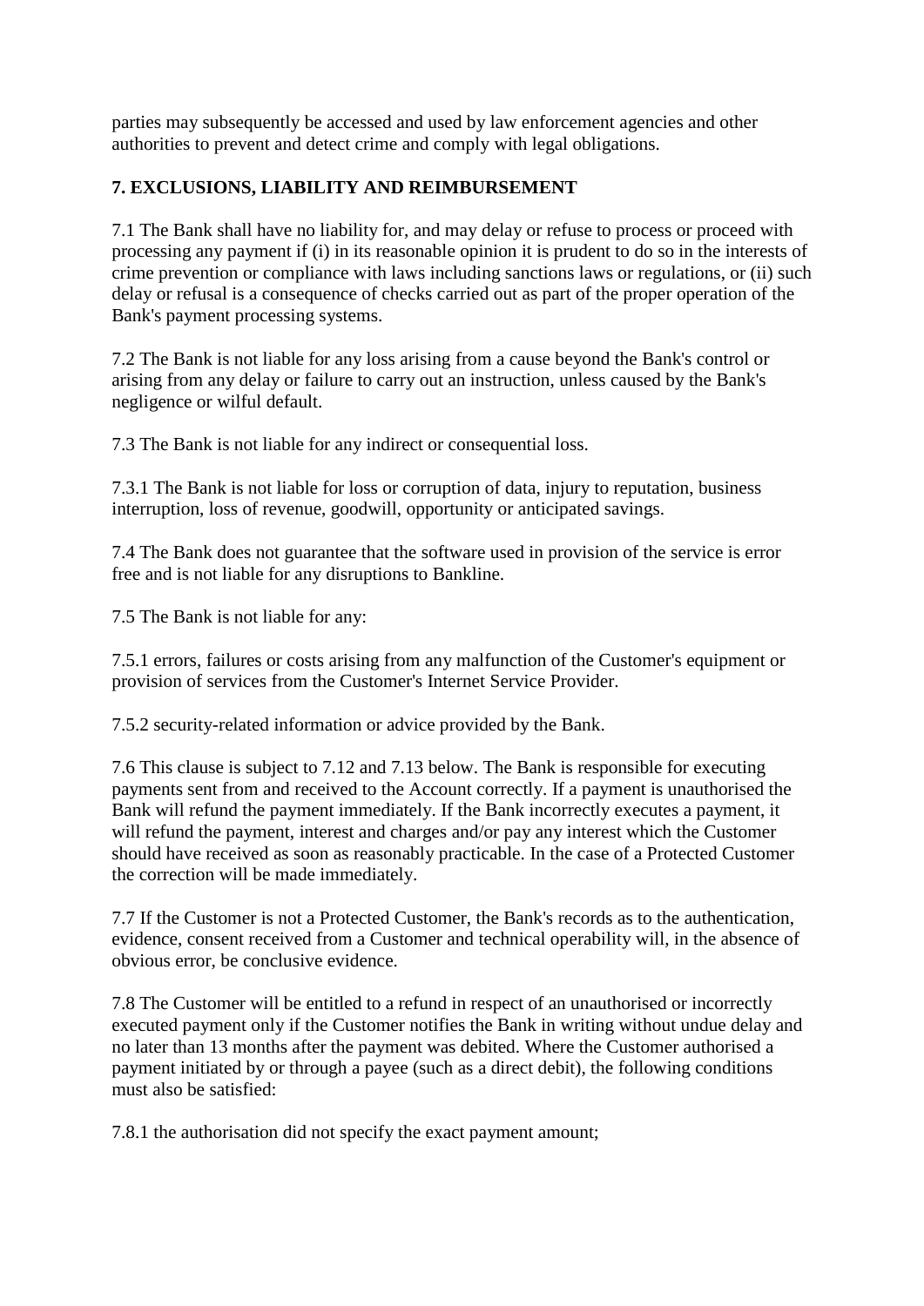parties may subsequently be accessed and used by law enforcement agencies and other authorities to prevent and detect crime and comply with legal obligations.

## 7. EXCLUSIONS, LIABILITY AND REIMBURSEMENT

7.1 The Bank shall have no liability for, and may delay or refuse to process or proceed with processing any payment if (i) in its reasonable opinion it is prudent to do so in the interests of crime prevention or compliance with laws including sanctions laws or regulations, or (ii) such delay or refusal is a consequence of checks carried out as part of the proper operation of the Bank's payment processing systems.

7.2 The Bank is not liable for any loss arising from a cause beyond the Bank's control or arising from any delay or failure to carry out an instruction, unless caused by the Bank's negligence or wilful default.

7.3 The Bank is not liable for any indirect or consequential loss.

7.3.1 The Bank is not liable for loss or corruption of data, injury to reputation, business interruption, loss of revenue, goodwill, opportunity or anticipated savings.

7.4 The Bank does not guarantee that the software used in provision of the service is error free and is not liable for any disruptions to Bankline.

7.5 The Bank is not liable for any:

7.5.1 errors, failures or costs arising from any malfunction of the Customer's equipment or provision of services from the Customer's Internet Service Provider.

7.5.2 security-related information or advice provided by the Bank.

7.6 This clause is subject to 7.12 and 7.13 below. The Bank is responsible for executing payments sent from and received to the Account correctly. If a payment is unauthorised the Bank will refund the payment immediately. If the Bank incorrectly executes a payment, it will refund the payment, interest and charges and/or pay any interest which the Customer should have received as soon as reasonably practicable. In the case of a Protected Customer the correction will be made immediately.

7.7 If the Customer is not a Protected Customer, the Bank's records as to the authentication, evidence, consent received from a Customer and technical operability will, in the absence of obvious error, be conclusive evidence.

7.8 The Customer will be entitled to a refund in respect of an unauthorised or incorrectly executed payment only if the Customer notifies the Bank in writing without undue delay and no later than 13 months after the payment was debited. Where the Customer authorised a payment initiated by or through a payee (such as a direct debit), the following conditions must also be satisfied:

7.8.1 the authorisation did not specify the exact payment amount;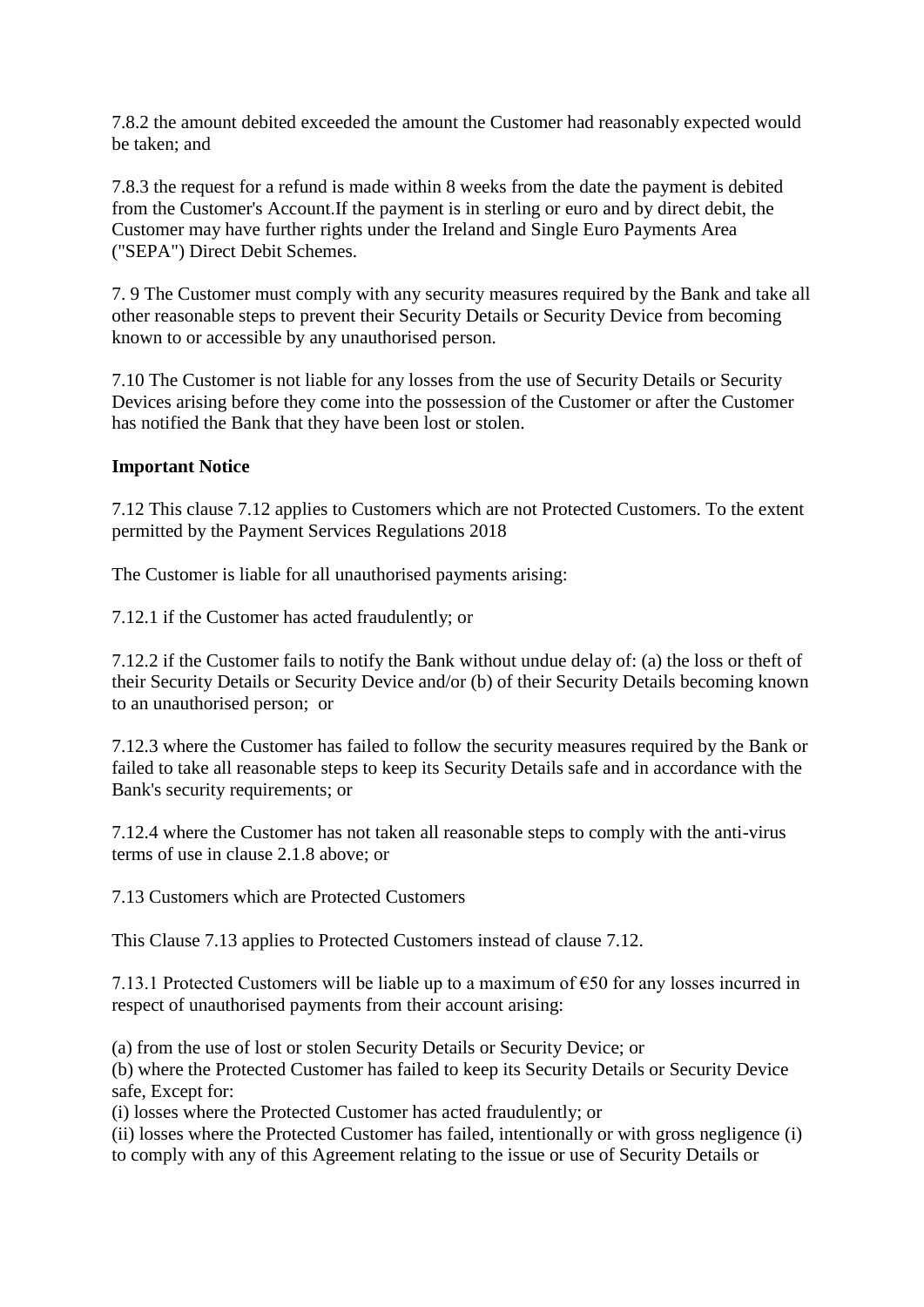7.8.2 the amount debited exceeded the amount the Customer had reasonably expected would be taken; and

7.8.3 the request for a refund is made within 8 weeks from the date the payment is debited from the Customer's Account.If the payment is in sterling or euro and by direct debit, the Customer may have further rights under the Ireland and Single Euro Payments Area ("SEPA") Direct Debit Schemes.

7. 9 The Customer must comply with any security measures required by the Bank and take all other reasonable steps to prevent their Security Details or Security Device from becoming known to or accessible by any unauthorised person.

7.10 The Customer is not liable for any losses from the use of Security Details or Security Devices arising before they come into the possession of the Customer or after the Customer has notified the Bank that they have been lost or stolen.

**Important Notice**

7.12 This clause 7.12 applies to Customers which are not Protected Customers. To the extent permitted by the Payment Services Regulations 2018

The Customer is liable for all unauthorised payments arising:

7.12.1 if the Customer has acted fraudulently; or

7.12.2 if the Customer fails to notify the Bank without undue delay of: (a) the loss or theft of their Security Details or Security Device and/or (b) of their Security Details becoming known to an unauthorised person; or

7.12.3 where the Customer has failed to follow the security measures required by the Bank or failed to take all reasonable steps to keep its Security Details safe and in accordance with the Bank's security requirements; or

7.12.4 where the Customer has not taken all reasonable steps to comply with the anti-virus terms of use in clause 2.1.8 above; or

7.13 Customers which are Protected Customers

This Clause 7.13 applies to Protected Customers instead of clause 7.12.

7.13.1 Protected Customers will be liable up to a maximum of €50 for any losses incurred in respect of unauthorised payments from their account arising:

(a) from the use of lost or stolen Security Details or Security Device; or
(b) where the Protected Customer has failed to keep its Security Details or Security Device safe, Except for:
(i) losses where the Protected Customer has acted fraudulently; or
(ii) losses where the Protected Customer has failed, intentionally or with gross negligence (i) to comply with any of this Agreement relating to the issue or use of Security Details or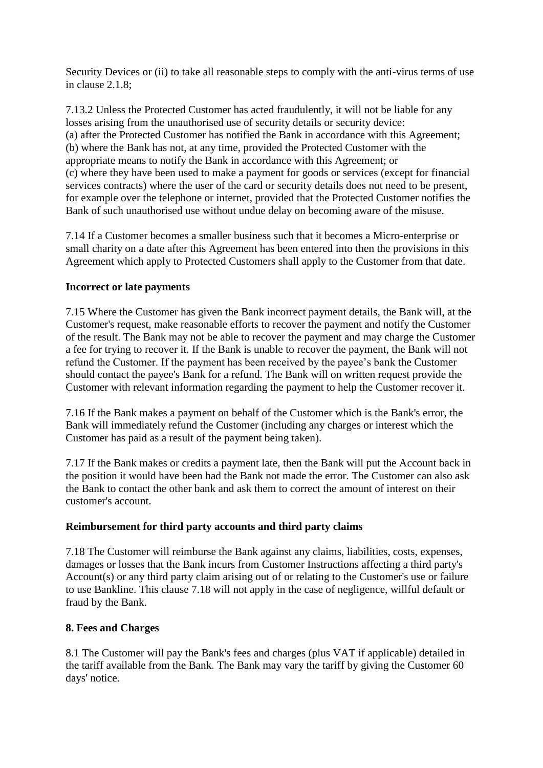Security Devices or (ii) to take all reasonable steps to comply with the anti-virus terms of use in clause 2.1.8;

7.13.2 Unless the Protected Customer has acted fraudulently, it will not be liable for any losses arising from the unauthorised use of security details or security device:
(a) after the Protected Customer has notified the Bank in accordance with this Agreement;
(b) where the Bank has not, at any time, provided the Protected Customer with the appropriate means to notify the Bank in accordance with this Agreement; or
(c) where they have been used to make a payment for goods or services (except for financial services contracts) where the user of the card or security details does not need to be present, for example over the telephone or internet, provided that the Protected Customer notifies the Bank of such unauthorised use without undue delay on becoming aware of the misuse.

7.14 If a Customer becomes a smaller business such that it becomes a Micro-enterprise or small charity on a date after this Agreement has been entered into then the provisions in this Agreement which apply to Protected Customers shall apply to the Customer from that date.

**Incorrect or late payments**

7.15 Where the Customer has given the Bank incorrect payment details, the Bank will, at the Customer's request, make reasonable efforts to recover the payment and notify the Customer of the result. The Bank may not be able to recover the payment and may charge the Customer a fee for trying to recover it. If the Bank is unable to recover the payment, the Bank will not refund the Customer. If the payment has been received by the payee's bank the Customer should contact the payee's Bank for a refund. The Bank will on written request provide the Customer with relevant information regarding the payment to help the Customer recover it.

7.16 If the Bank makes a payment on behalf of the Customer which is the Bank's error, the Bank will immediately refund the Customer (including any charges or interest which the Customer has paid as a result of the payment being taken).

7.17 If the Bank makes or credits a payment late, then the Bank will put the Account back in the position it would have been had the Bank not made the error. The Customer can also ask the Bank to contact the other bank and ask them to correct the amount of interest on their customer's account.

**Reimbursement for third party accounts and third party claims**

7.18 The Customer will reimburse the Bank against any claims, liabilities, costs, expenses, damages or losses that the Bank incurs from Customer Instructions affecting a third party's Account(s) or any third party claim arising out of or relating to the Customer's use or failure to use Bankline. This clause 7.18 will not apply in the case of negligence, willful default or fraud by the Bank.

**8. Fees and Charges**

8.1 The Customer will pay the Bank's fees and charges (plus VAT if applicable) detailed in the tariff available from the Bank. The Bank may vary the tariff by giving the Customer 60 days' notice.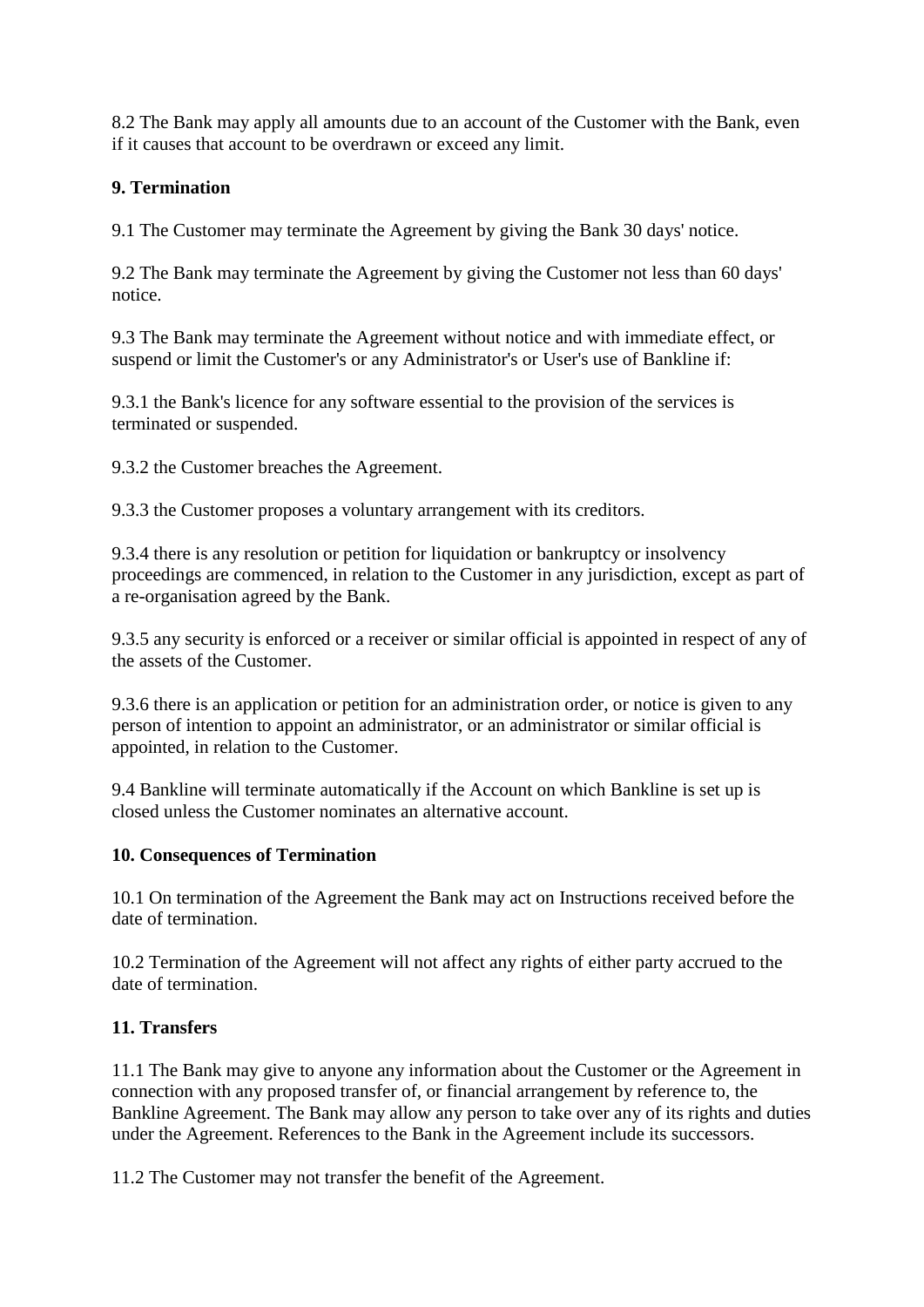8.2 The Bank may apply all amounts due to an account of the Customer with the Bank, even if it causes that account to be overdrawn or exceed any limit.

**9. Termination**

9.1 The Customer may terminate the Agreement by giving the Bank 30 days' notice.

9.2 The Bank may terminate the Agreement by giving the Customer not less than 60 days' notice.

9.3 The Bank may terminate the Agreement without notice and with immediate effect, or suspend or limit the Customer's or any Administrator's or User's use of Bankline if:

9.3.1 the Bank's licence for any software essential to the provision of the services is terminated or suspended.

9.3.2 the Customer breaches the Agreement.

9.3.3 the Customer proposes a voluntary arrangement with its creditors.

9.3.4 there is any resolution or petition for liquidation or bankruptcy or insolvency proceedings are commenced, in relation to the Customer in any jurisdiction, except as part of a re-organisation agreed by the Bank.

9.3.5 any security is enforced or a receiver or similar official is appointed in respect of any of the assets of the Customer.

9.3.6 there is an application or petition for an administration order, or notice is given to any person of intention to appoint an administrator, or an administrator or similar official is appointed, in relation to the Customer.

9.4 Bankline will terminate automatically if the Account on which Bankline is set up is closed unless the Customer nominates an alternative account.

**10. Consequences of Termination**

10.1 On termination of the Agreement the Bank may act on Instructions received before the date of termination.

10.2 Termination of the Agreement will not affect any rights of either party accrued to the date of termination.

**11. Transfers**

11.1 The Bank may give to anyone any information about the Customer or the Agreement in connection with any proposed transfer of, or financial arrangement by reference to, the Bankline Agreement. The Bank may allow any person to take over any of its rights and duties under the Agreement. References to the Bank in the Agreement include its successors.

11.2 The Customer may not transfer the benefit of the Agreement.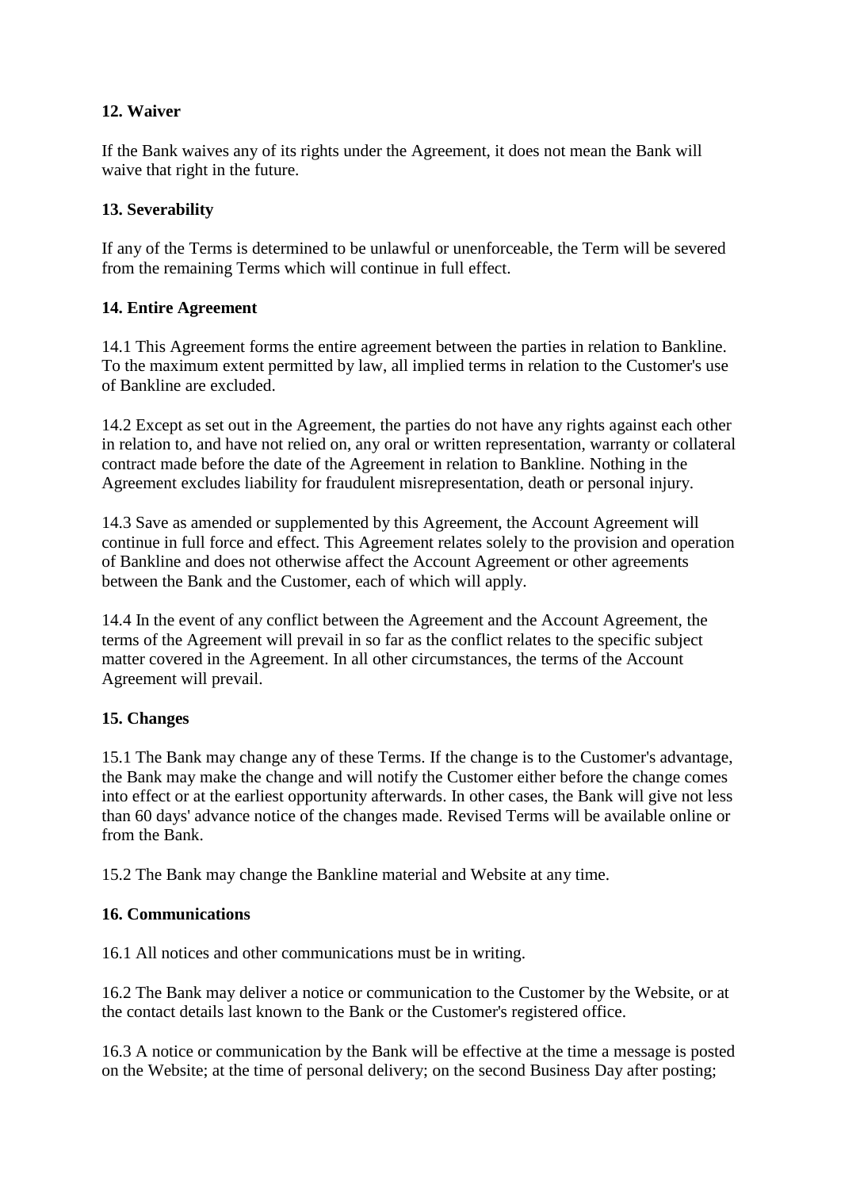**12. Waiver**

If the Bank waives any of its rights under the Agreement, it does not mean the Bank will waive that right in the future.

**13. Severability**

If any of the Terms is determined to be unlawful or unenforceable, the Term will be severed from the remaining Terms which will continue in full effect.

**14. Entire Agreement**

14.1 This Agreement forms the entire agreement between the parties in relation to Bankline. To the maximum extent permitted by law, all implied terms in relation to the Customer's use of Bankline are excluded.

14.2 Except as set out in the Agreement, the parties do not have any rights against each other in relation to, and have not relied on, any oral or written representation, warranty or collateral contract made before the date of the Agreement in relation to Bankline. Nothing in the Agreement excludes liability for fraudulent misrepresentation, death or personal injury.

14.3 Save as amended or supplemented by this Agreement, the Account Agreement will continue in full force and effect. This Agreement relates solely to the provision and operation of Bankline and does not otherwise affect the Account Agreement or other agreements between the Bank and the Customer, each of which will apply.

14.4 In the event of any conflict between the Agreement and the Account Agreement, the terms of the Agreement will prevail in so far as the conflict relates to the specific subject matter covered in the Agreement. In all other circumstances, the terms of the Account Agreement will prevail.

**15. Changes**

15.1 The Bank may change any of these Terms. If the change is to the Customer's advantage, the Bank may make the change and will notify the Customer either before the change comes into effect or at the earliest opportunity afterwards. In other cases, the Bank will give not less than 60 days' advance notice of the changes made. Revised Terms will be available online or from the Bank.

15.2 The Bank may change the Bankline material and Website at any time.

**16. Communications**

16.1 All notices and other communications must be in writing.

16.2 The Bank may deliver a notice or communication to the Customer by the Website, or at the contact details last known to the Bank or the Customer's registered office.

16.3 A notice or communication by the Bank will be effective at the time a message is posted on the Website; at the time of personal delivery; on the second Business Day after posting;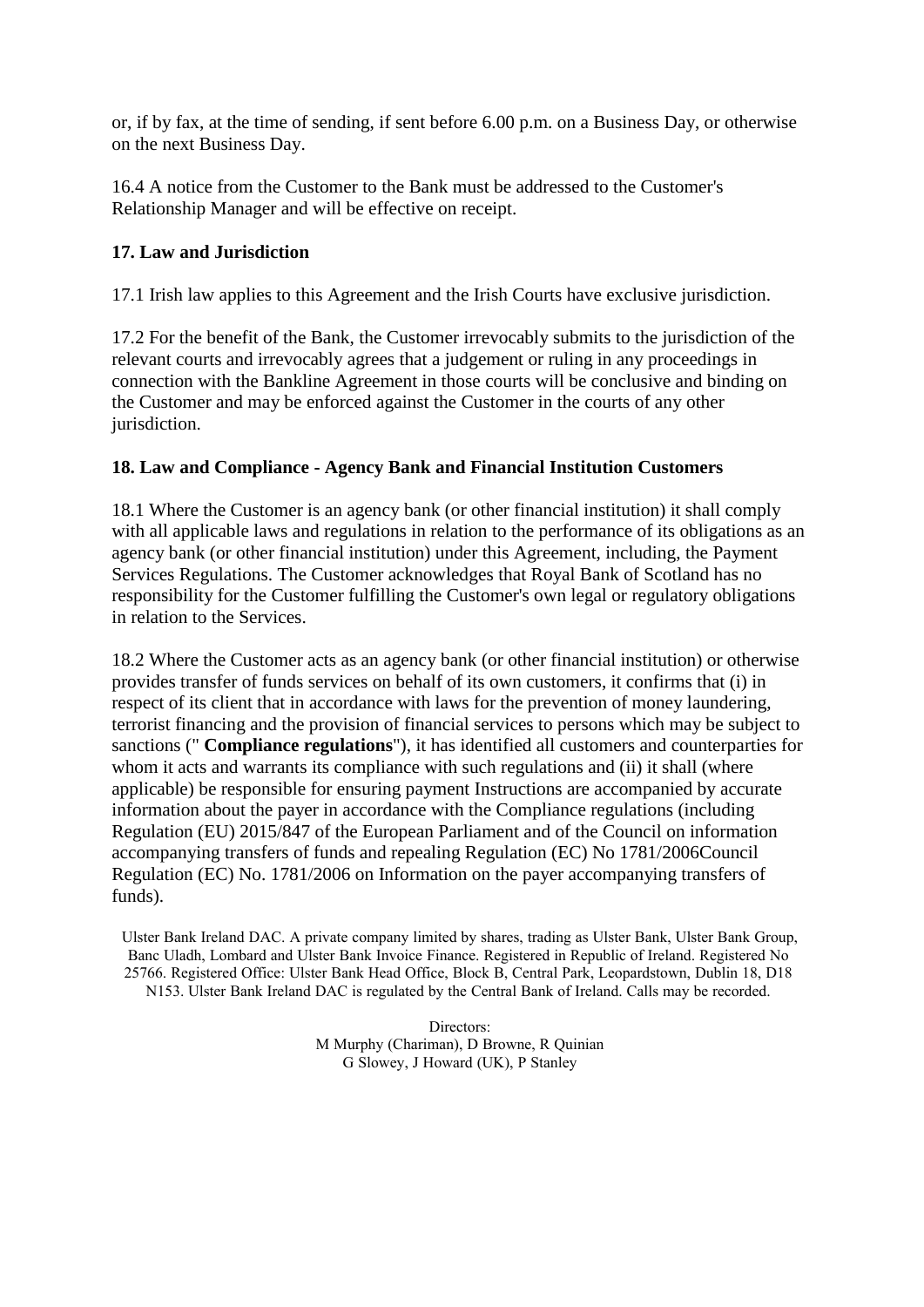or, if by fax, at the time of sending, if sent before 6.00 p.m. on a Business Day, or otherwise on the next Business Day.

16.4 A notice from the Customer to the Bank must be addressed to the Customer's Relationship Manager and will be effective on receipt.

**17. Law and Jurisdiction**

17.1 Irish law applies to this Agreement and the Irish Courts have exclusive jurisdiction.

17.2 For the benefit of the Bank, the Customer irrevocably submits to the jurisdiction of the relevant courts and irrevocably agrees that a judgement or ruling in any proceedings in connection with the Bankline Agreement in those courts will be conclusive and binding on the Customer and may be enforced against the Customer in the courts of any other jurisdiction.

**18. Law and Compliance - Agency Bank and Financial Institution Customers**

18.1 Where the Customer is an agency bank (or other financial institution) it shall comply with all applicable laws and regulations in relation to the performance of its obligations as an agency bank (or other financial institution) under this Agreement, including, the Payment Services Regulations. The Customer acknowledges that Royal Bank of Scotland has no responsibility for the Customer fulfilling the Customer's own legal or regulatory obligations in relation to the Services.

18.2 Where the Customer acts as an agency bank (or other financial institution) or otherwise provides transfer of funds services on behalf of its own customers, it confirms that (i) in respect of its client that in accordance with laws for the prevention of money laundering, terrorist financing and the provision of financial services to persons which may be subject to sanctions (" **Compliance regulations**"), it has identified all customers and counterparties for whom it acts and warrants its compliance with such regulations and (ii) it shall (where applicable) be responsible for ensuring payment Instructions are accompanied by accurate information about the payer in accordance with the Compliance regulations (including Regulation (EU) 2015/847 of the European Parliament and of the Council on information accompanying transfers of funds and repealing Regulation (EC) No 1781/2006Council Regulation (EC) No. 1781/2006 on Information on the payer accompanying transfers of funds).

Ulster Bank Ireland DAC. A private company limited by shares, trading as Ulster Bank, Ulster Bank Group, Banc Uladh, Lombard and Ulster Bank Invoice Finance. Registered in Republic of Ireland. Registered No 25766. Registered Office: Ulster Bank Head Office, Block B, Central Park, Leopardstown, Dublin 18, D18 N153. Ulster Bank Ireland DAC is regulated by the Central Bank of Ireland. Calls may be recorded.

Directors:
M Murphy (Chariman), D Browne, R Quinian
G Slowey, J Howard (UK), P Stanley